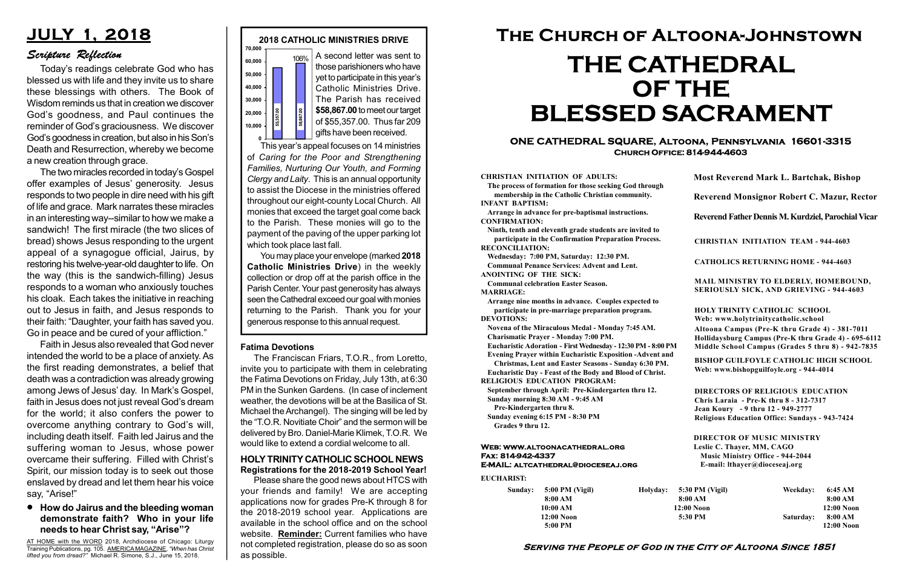# JULY 1, 2018

## Scripture Reflection

Today's readings celebrate God who has blessed us with life and they invite us to share these blessings with others. The Book of Wisdom reminds us that in creation we discover God's goodness, and Paul continues the reminder of God's graciousness. We discover God's goodness in creation, but also in his Son's Death and Resurrection, whereby we become a new creation through grace.

The two miracles recorded in today's Gospel offer examples of Jesus' generosity. Jesus responds to two people in dire need with his gift of life and grace. Mark narrates these miracles in an interesting way--similar to how we make a sandwich! The first miracle (the two slices of bread) shows Jesus responding to the urgent appeal of a synagogue official, Jairus, by restoring his twelve-year-old daughter to life. On the way (this is the sandwich-filling) Jesus responds to a woman who anxiously touches his cloak. Each takes the initiative in reaching out to Jesus in faith, and Jesus responds to their faith: "Daughter, your faith has saved you. Go in peace and be cured of your affliction."

Faith in Jesus also revealed that God never intended the world to be a place of anxiety. As the first reading demonstrates, a belief that death was a contradiction was already growing among Jews of Jesus' day. In Mark's Gospel, faith in Jesus does not just reveal God's dream for the world; it also confers the power to overcome anything contrary to God's will, including death itself. Faith led Jairus and the suffering woman to Jesus, whose power overcame their suffering. Filled with Christ's Spirit, our mission today is to seek out those enslaved by dread and let them hear his voice say, "Arise!"

- **How do Jairus and the bleeding woman demonstrate faith? Who in your life needs to hear Christ say, "Arise"?**

AT HOME with the WORD 2018, Archdiocese of Chicago: Liturgy Training Publications, pg. 105. AMERICA MAGAZINE, *"When has Christ lifted you from dread?"* Michael R. Simone, S.J., June 15, 2018.

## 2018 CATHOLIC MINISTRIES DRIVE

| Target | Received |
|---|---|
| 55357.00 | 58867.00 (106%) |

A second letter was sent to those parishioners who have yet to participate in this year's Catholic Ministries Drive. The Parish has received **$58,867.00** to meet our target of $55,357.00. Thus far 209 gifts have been received.

This year's appeal focuses on 14 ministries of *Caring for the Poor and Strengthening Families, Nurturing Our Youth, and Forming Clergy and Laity*. This is an annual opportunity to assist the Diocese in the ministries offered throughout our eight-county Local Church. All monies that exceed the target goal come back to the Parish. These monies will go to the payment of the paving of the upper parking lot which took place last fall.

You may place your envelope (marked **2018 Catholic Ministries Drive**) in the weekly collection or drop off at the parish office in the Parish Center. Your past generosity has always seen the Cathedral exceed our goal with monies returning to the Parish. Thank you for your generous response to this annual request.

### Fatima Devotions

The Franciscan Friars, T.O.R., from Loretto, invite you to participate with them in celebrating the Fatima Devotions on Friday, July 13th, at 6:30 PM in the Sunken Gardens. (In case of inclement weather, the devotions will be at the Basilica of St. Michael the Archangel). The singing will be led by the "T.O.R. Novitiate Choir" and the sermon will be delivered by Bro. Daniel-Marie Klimek, T.O.R. We would like to extend a cordial welcome to all.

### HOLY TRINITY CATHOLIC SCHOOL NEWS
**Registrations for the 2018-2019 School Year!**

Please share the good news about HTCS with your friends and family! We are accepting applications now for grades Pre-K through 8 for the 2018-2019 school year. Applications are available in the school office and on the school website. **Reminder:** Current families who have not completed registration, please do so as soon as possible.

# The Church of Altoona-Johnstown
# THE CATHEDRAL OF THE BLESSED SACRAMENT

**ONE CATHEDRAL SQUARE, Altoona, Pennsylvania 16601-3315**
**Church Office: 814-944-4603**

**CHRISTIAN INITIATION OF ADULTS:**
The process of formation for those seeking God through membership in the Catholic Christian community.
**INFANT BAPTISM:**
Arrange in advance for pre-baptismal instructions.
**CONFIRMATION:**
Ninth, tenth and eleventh grade students are invited to participate in the Confirmation Preparation Process.
**RECONCILIATION:**
Wednesday: 7:00 PM, Saturday: 12:30 PM.
Communal Penance Services: Advent and Lent.
**ANOINTING OF THE SICK:**
Communal celebration Easter Season.
**MARRIAGE:**
Arrange nine months in advance. Couples expected to participate in pre-marriage preparation program.
**DEVOTIONS:**
Novena of the Miraculous Medal - Monday 7:45 AM.
Charismatic Prayer - Monday 7:00 PM.
Eucharistic Adoration - First Wednesday - 12:30 PM - 8:00 PM
Evening Prayer within Eucharistic Exposition -Advent and Christmas, Lent and Easter Seasons - Sunday 6:30 PM.
Eucharistic Day - Feast of the Body and Blood of Christ.
**RELIGIOUS EDUCATION PROGRAM:**
September through April: Pre-Kindergarten thru 12.
Sunday morning 8:30 AM - 9:45 AM
Pre-Kindergarten thru 8.
Sunday evening 6:15 PM - 8:30 PM
Grades 9 thru 12.

**Most Reverend Mark L. Bartchak, Bishop**

**Reverend Monsignor Robert C. Mazur, Rector**

**Reverend Father Dennis M. Kurdziel, Parochial Vicar**

CHRISTIAN INITIATION TEAM - 944-4603

CATHOLICS RETURNING HOME - 944-4603

MAIL MINISTRY TO ELDERLY, HOMEBOUND, SERIOUSLY SICK, AND GRIEVING - 944-4603

**HOLY TRINITY CATHOLIC SCHOOL**
Web: www.holytrinitycatholic.school
Altoona Campus (Pre-K thru Grade 4) - 381-7011
Hollidaysburg Campus (Pre-K thru Grade 4) - 695-6112
Middle School Campus (Grades 5 thru 8) - 942-7835

**BISHOP GUILFOYLE CATHOLIC HIGH SCHOOL**
Web: www.bishopguilfoyle.org - 944-4014

**DIRECTORS OF RELIGIOUS EDUCATION**
Chris Laraia - Pre-K thru 8 - 312-7317
Jean Koury - 9 thru 12 - 949-2777
Religious Education Office: Sundays - 943-7424

**DIRECTOR OF MUSIC MINISTRY**
Leslie C. Thayer, MM, CAGO
Music Ministry Office - 944-2044
E-mail: lthayer@dioceseaj.org

**Web: www.altoonacathedral.org**
**Fax: 814-942-4337**
**E-MAIL: altcathedral@dioceseaj.org**

**EUCHARIST:**

| Sunday: | 5:00 PM (Vigil) | Holyday: | 5:30 PM (Vigil) | Weekday: | 6:45 AM |
|---|---|---|---|---|---|
| | 8:00 AM | | 8:00 AM | | 8:00 AM |
| | 10:00 AM | | 12:00 Noon | | 12:00 Noon |
| | 12:00 Noon | | 5:30 PM | Saturday: | 8:00 AM |
| | 5:00 PM | | | | 12:00 Noon |

**Serving the People of God in the City of Altoona Since 1851**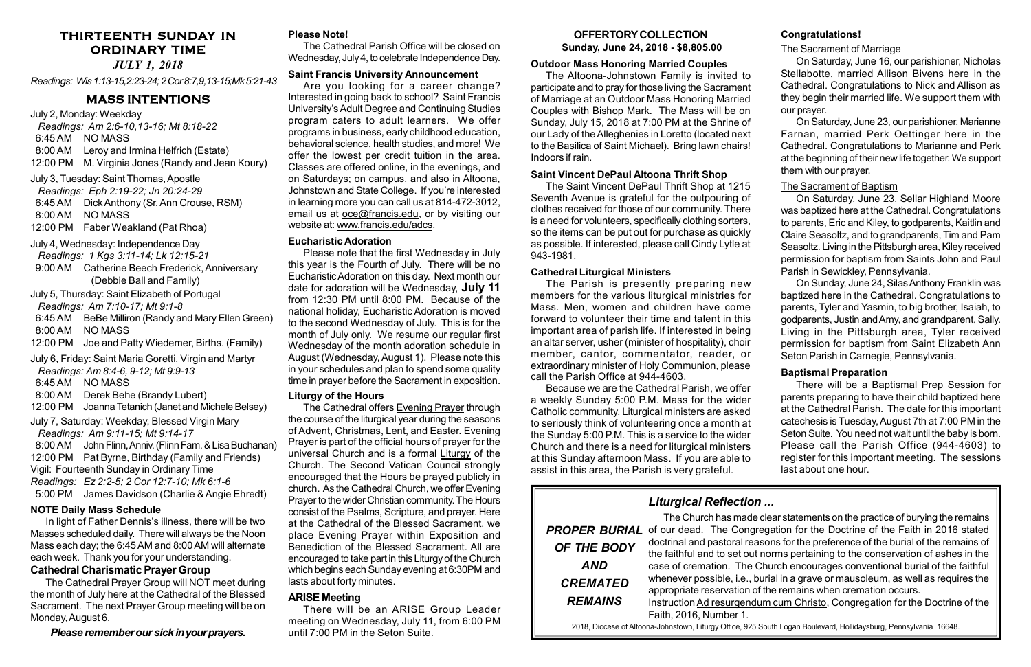# THIRTEENTH SUNDAY IN ORDINARY TIME

*JULY 1, 2018*

*Readings: Wis 1:13-15,2:23-24; 2 Cor 8:7,9,13-15;Mk 5:21-43*

## MASS INTENTIONS

July 2, Monday: Weekday
*Readings: Am 2:6-10,13-16; Mt 8:18-22*
6:45 AM NO MASS
8:00 AM Leroy and Irmina Helfrich (Estate)
12:00 PM M. Virginia Jones (Randy and Jean Koury)

July 3, Tuesday: Saint Thomas, Apostle
*Readings: Eph 2:19-22; Jn 20:24-29*
6:45 AM Dick Anthony (Sr. Ann Crouse, RSM)
8:00 AM NO MASS
12:00 PM Faber Weakland (Pat Rhoa)

July 4, Wednesday: Independence Day
*Readings: 1 Kgs 3:11-14; Lk 12:15-21*
9:00 AM Catherine Beech Frederick, Anniversary (Debbie Ball and Family)

July 5, Thursday: Saint Elizabeth of Portugal
*Readings: Am 7:10-17; Mt 9:1-8*
6:45 AM BeBe Milliron (Randy and Mary Ellen Green)
8:00 AM NO MASS
12:00 PM Joe and Patty Wiedemer, Births. (Family)

July 6, Friday: Saint Maria Goretti, Virgin and Martyr
*Readings: Am 8:4-6, 9-12; Mt 9:9-13*
6:45 AM NO MASS
8:00 AM Derek Behe (Brandy Lubert)
12:00 PM Joanna Tetanich (Janet and Michele Belsey)

July 7, Saturday: Weekday, Blessed Virgin Mary
*Readings: Am 9:11-15; Mt 9:14-17*
8:00 AM John Flinn, Anniv. (Flinn Fam. & Lisa Buchanan)
12:00 PM Pat Byrne, Birthday (Family and Friends)
Vigil: Fourteenth Sunday in Ordinary Time
*Readings: Ez 2:2-5; 2 Cor 12:7-10; Mk 6:1-6*
5:00 PM James Davidson (Charlie & Angie Ehredt)

### NOTE Daily Mass Schedule

In light of Father Dennis's illness, there will be two Masses scheduled daily. There will always be the Noon Mass each day; the 6:45 AM and 8:00 AM will alternate each week. Thank you for your understanding.

### Cathedral Charismatic Prayer Group

The Cathedral Prayer Group will NOT meet during the month of July here at the Cathedral of the Blessed Sacrament. The next Prayer Group meeting will be on Monday, August 6.

***Please remember our sick in your prayers.***

### Please Note!

The Cathedral Parish Office will be closed on Wednesday, July 4, to celebrate Independence Day.

### Saint Francis University Announcement

Are you looking for a career change? Interested in going back to school? Saint Francis University's Adult Degree and Continuing Studies program caters to adult learners. We offer programs in business, early childhood education, behavioral science, health studies, and more! We offer the lowest per credit tuition in the area. Classes are offered online, in the evenings, and on Saturdays; on campus, and also in Altoona, Johnstown and State College. If you're interested in learning more you can call us at 814-472-3012, email us at oce@francis.edu, or by visiting our website at: www.francis.edu/adcs.

### Eucharistic Adoration

Please note that the first Wednesday in July this year is the Fourth of July. There will be no Eucharistic Adoration on this day. Next month our date for adoration will be Wednesday, **July 11** from 12:30 PM until 8:00 PM. Because of the national holiday, Eucharistic Adoration is moved to the second Wednesday of July. This is for the month of July only. We resume our regular first Wednesday of the month adoration schedule in August (Wednesday, August 1). Please note this in your schedules and plan to spend some quality time in prayer before the Sacrament in exposition.

### Liturgy of the Hours

The Cathedral offers Evening Prayer through the course of the liturgical year during the seasons of Advent, Christmas, Lent, and Easter. Evening Prayer is part of the official hours of prayer for the universal Church and is a formal Liturgy of the Church. The Second Vatican Council strongly encouraged that the Hours be prayed publicly in church. As the Cathedral Church, we offer Evening Prayer to the wider Christian community. The Hours consist of the Psalms, Scripture, and prayer. Here at the Cathedral of the Blessed Sacrament, we place Evening Prayer within Exposition and Benediction of the Blessed Sacrament. All are encouraged to take part in this Liturgy of the Church which begins each Sunday evening at 6:30PM and lasts about forty minutes.

### ARISE Meeting

There will be an ARISE Group Leader meeting on Wednesday, July 11, from 6:00 PM until 7:00 PM in the Seton Suite.

### OFFERTORY COLLECTION
**Sunday, June 24, 2018 - $8,805.00**

### Outdoor Mass Honoring Married Couples

The Altoona-Johnstown Family is invited to participate and to pray for those living the Sacrament of Marriage at an Outdoor Mass Honoring Married Couples with Bishop Mark. The Mass will be on Sunday, July 15, 2018 at 7:00 PM at the Shrine of our Lady of the Alleghenies in Loretto (located next to the Basilica of Saint Michael). Bring lawn chairs! Indoors if rain.

### Saint Vincent DePaul Altoona Thrift Shop

The Saint Vincent DePaul Thrift Shop at 1215 Seventh Avenue is grateful for the outpouring of clothes received for those of our community. There is a need for volunteers, specifically clothing sorters, so the items can be put out for purchase as quickly as possible. If interested, please call Cindy Lytle at 943-1981.

### Cathedral Liturgical Ministers

The Parish is presently preparing new members for the various liturgical ministries for Mass. Men, women and children have come forward to volunteer their time and talent in this important area of parish life. If interested in being an altar server, usher (minister of hospitality), choir member, cantor, commentator, reader, or extraordinary minister of Holy Communion, please call the Parish Office at 944-4603.

Because we are the Cathedral Parish, we offer a weekly Sunday 5:00 P.M. Mass for the wider Catholic community. Liturgical ministers are asked to seriously think of volunteering once a month at the Sunday 5:00 P.M. This is a service to the wider Church and there is a need for liturgical ministers at this Sunday afternoon Mass. If you are able to assist in this area, the Parish is very grateful.

### Congratulations!

The Sacrament of Marriage

On Saturday, June 16, our parishioner, Nicholas Stellabotte, married Allison Bivens here in the Cathedral. Congratulations to Nick and Allison as they begin their married life. We support them with our prayer.

On Saturday, June 23, our parishioner, Marianne Farnan, married Perk Oettinger here in the Cathedral. Congratulations to Marianne and Perk at the beginning of their new life together. We support them with our prayer.

The Sacrament of Baptism

On Saturday, June 23, Sellar Highland Moore was baptized here at the Cathedral. Congratulations to parents, Eric and Kiley, to godparents, Kaitlin and Claire Seasoltz, and to grandparents, Tim and Pam Seasoltz. Living in the Pittsburgh area, Kiley received permission for baptism from Saints John and Paul Parish in Sewickley, Pennsylvania.

On Sunday, June 24, Silas Anthony Franklin was baptized here in the Cathedral. Congratulations to parents, Tyler and Yasmin, to big brother, Isaiah, to godparents, Justin and Amy, and grandparent, Sally. Living in the Pittsburgh area, Tyler received permission for baptism from Saint Elizabeth Ann Seton Parish in Carnegie, Pennsylvania.

### Baptismal Preparation

There will be a Baptismal Prep Session for parents preparing to have their child baptized here at the Cathedral Parish. The date for this important catechesis is Tuesday, August 7th at 7:00 PM in the Seton Suite. You need not wait until the baby is born. Please call the Parish Office (944-4603) to register for this important meeting. The sessions last about one hour.

### *Liturgical Reflection ...*

***PROPER BURIAL OF THE BODY AND CREMATED REMAINS***

The Church has made clear statements on the practice of burying the remains of our dead. The Congregation for the Doctrine of the Faith in 2016 stated doctrinal and pastoral reasons for the preference of the burial of the remains of the faithful and to set out norms pertaining to the conservation of ashes in the case of cremation. The Church encourages conventional burial of the faithful whenever possible, i.e., burial in a grave or mausoleum, as well as requires the appropriate reservation of the remains when cremation occurs.
Instruction Ad resurgendum cum Christo, Congregation for the Doctrine of the Faith, 2016, Number 1.

2018, Diocese of Altoona-Johnstown, Liturgy Office, 925 South Logan Boulevard, Hollidaysburg, Pennsylvania 16648.